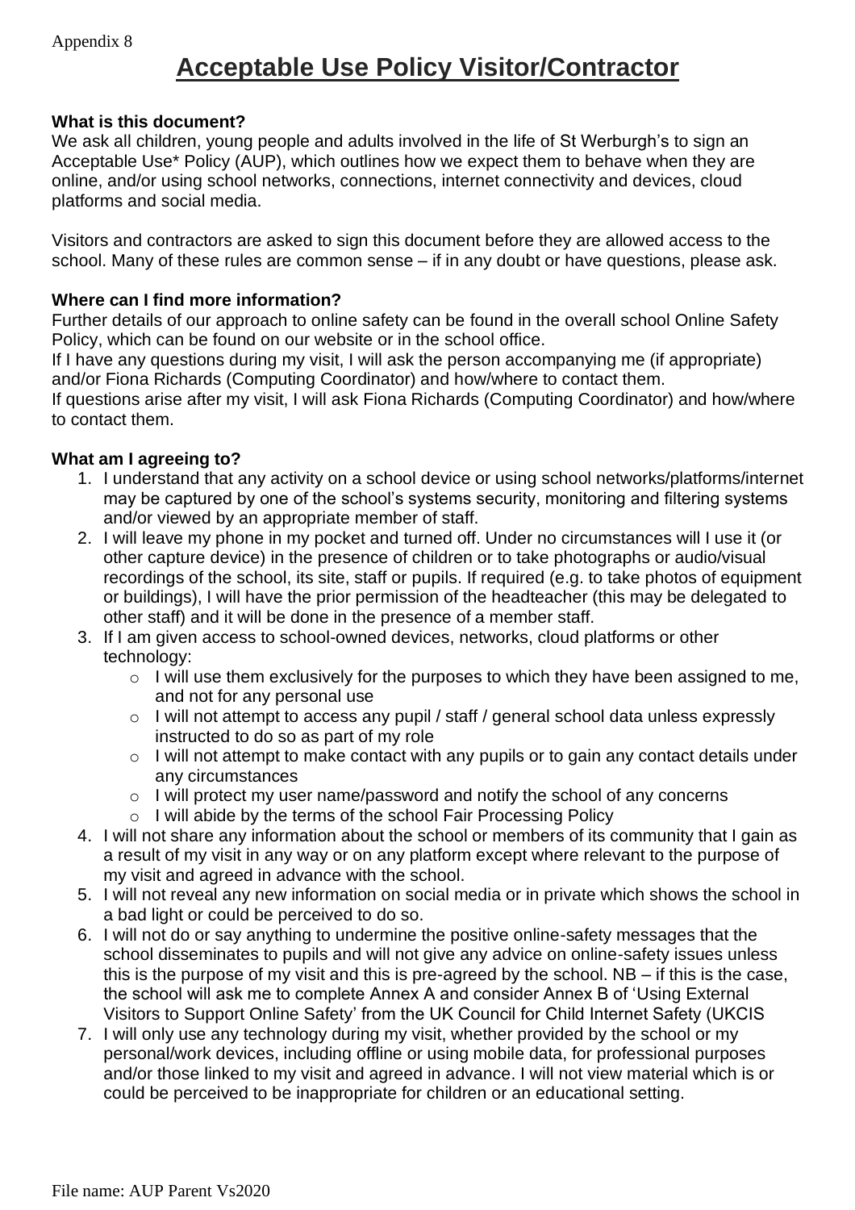Appendix 8

# Acceptable Use Policy Visitor/Contractor

**What is this document?**

We ask all children, young people and adults involved in the life of St Werburgh's to sign an Acceptable Use* Policy (AUP), which outlines how we expect them to behave when they are online, and/or using school networks, connections, internet connectivity and devices, cloud platforms and social media.

Visitors and contractors are asked to sign this document before they are allowed access to the school. Many of these rules are common sense – if in any doubt or have questions, please ask.

**Where can I find more information?**

Further details of our approach to online safety can be found in the overall school Online Safety Policy, which can be found on our website or in the school office.

If I have any questions during my visit, I will ask the person accompanying me (if appropriate) and/or Fiona Richards (Computing Coordinator) and how/where to contact them.

If questions arise after my visit, I will ask Fiona Richards (Computing Coordinator) and how/where to contact them.

**What am I agreeing to?**

1. I understand that any activity on a school device or using school networks/platforms/internet may be captured by one of the school's systems security, monitoring and filtering systems and/or viewed by an appropriate member of staff.
2. I will leave my phone in my pocket and turned off. Under no circumstances will I use it (or other capture device) in the presence of children or to take photographs or audio/visual recordings of the school, its site, staff or pupils. If required (e.g. to take photos of equipment or buildings), I will have the prior permission of the headteacher (this may be delegated to other staff) and it will be done in the presence of a member staff.
3. If I am given access to school-owned devices, networks, cloud platforms or other technology:
   - I will use them exclusively for the purposes to which they have been assigned to me, and not for any personal use
   - I will not attempt to access any pupil / staff / general school data unless expressly instructed to do so as part of my role
   - I will not attempt to make contact with any pupils or to gain any contact details under any circumstances
   - I will protect my user name/password and notify the school of any concerns
   - I will abide by the terms of the school Fair Processing Policy
4. I will not share any information about the school or members of its community that I gain as a result of my visit in any way or on any platform except where relevant to the purpose of my visit and agreed in advance with the school.
5. I will not reveal any new information on social media or in private which shows the school in a bad light or could be perceived to do so.
6. I will not do or say anything to undermine the positive online-safety messages that the school disseminates to pupils and will not give any advice on online-safety issues unless this is the purpose of my visit and this is pre-agreed by the school. NB – if this is the case, the school will ask me to complete Annex A and consider Annex B of 'Using External Visitors to Support Online Safety' from the UK Council for Child Internet Safety (UKCIS
7. I will only use any technology during my visit, whether provided by the school or my personal/work devices, including offline or using mobile data, for professional purposes and/or those linked to my visit and agreed in advance. I will not view material which is or could be perceived to be inappropriate for children or an educational setting.

File name: AUP Parent Vs2020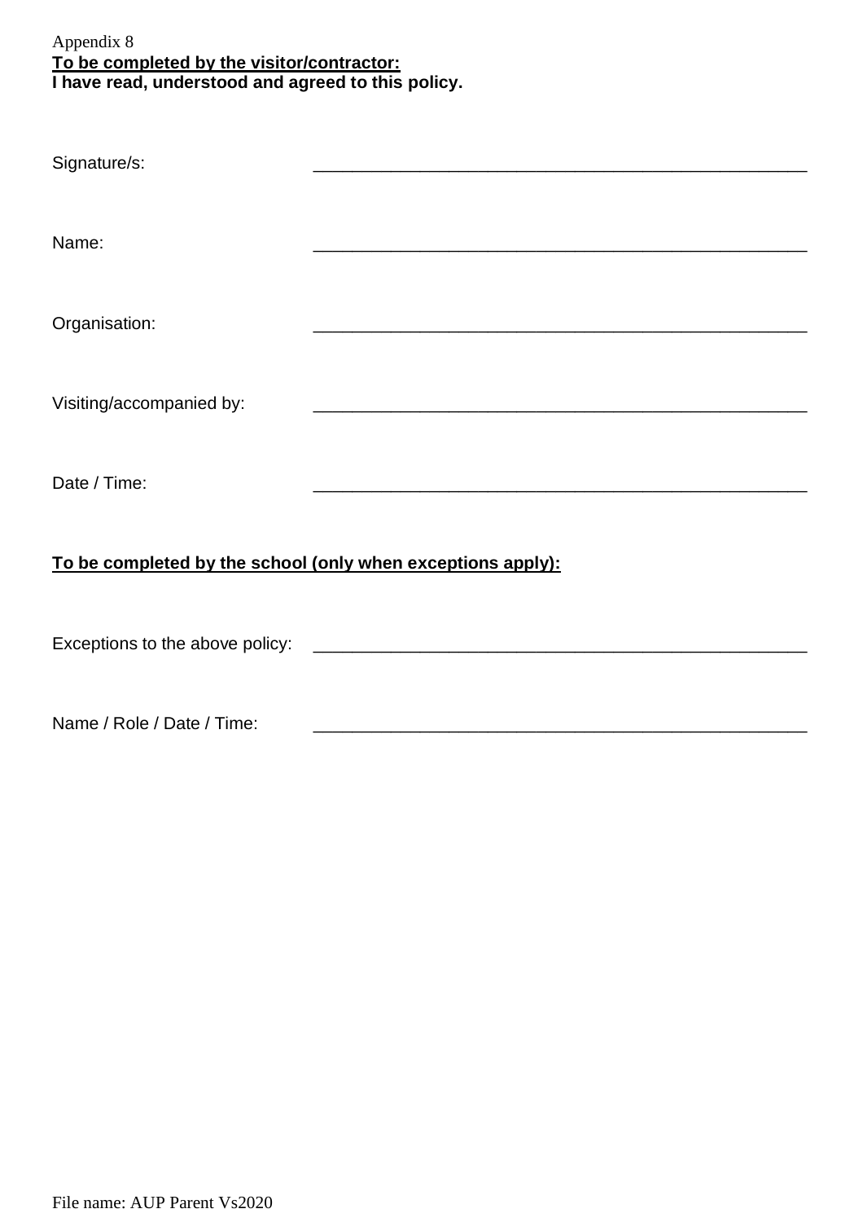Appendix 8

**To be completed by the visitor/contractor:**

**I have read, understood and agreed to this policy.**

Signature/s: ____________________________________________________

Name: ____________________________________________________

Organisation: ____________________________________________________

Visiting/accompanied by: ____________________________________________________

Date / Time: ____________________________________________________

**To be completed by the school (only when exceptions apply):**

Exceptions to the above policy: ____________________________________________________

Name / Role / Date / Time: ____________________________________________________

File name: AUP Parent Vs2020